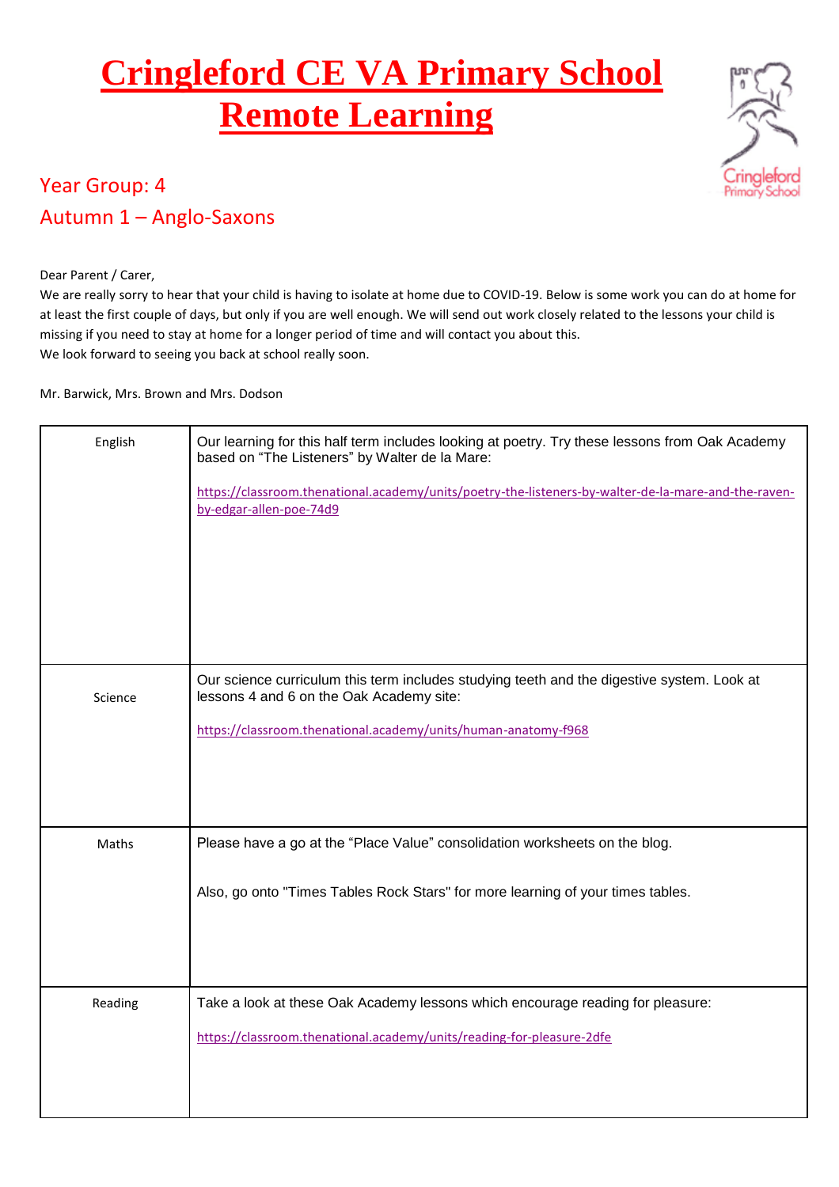# Cringleford CE VA Primary School
# Remote Learning

## Year Group: 4
## Autumn 1 – Anglo-Saxons

Dear Parent / Carer,

We are really sorry to hear that your child is having to isolate at home due to COVID-19. Below is some work you can do at home for at least the first couple of days, but only if you are well enough. We will send out work closely related to the lessons your child is missing if you need to stay at home for a longer period of time and will contact you about this.

We look forward to seeing you back at school really soon.

Mr. Barwick, Mrs. Brown and Mrs. Dodson

| | |
|---|---|
| English | Our learning for this half term includes looking at poetry. Try these lessons from Oak Academy based on "The Listeners" by Walter de la Mare:<br><br>https://classroom.thenational.academy/units/poetry-the-listeners-by-walter-de-la-mare-and-the-raven-by-edgar-allen-poe-74d9 |
| Science | Our science curriculum this term includes studying teeth and the digestive system. Look at lessons 4 and 6 on the Oak Academy site:<br><br>https://classroom.thenational.academy/units/human-anatomy-f968 |
| Maths | Please have a go at the "Place Value" consolidation worksheets on the blog.<br><br>Also, go onto "Times Tables Rock Stars" for more learning of your times tables. |
| Reading | Take a look at these Oak Academy lessons which encourage reading for pleasure:<br><br>https://classroom.thenational.academy/units/reading-for-pleasure-2dfe |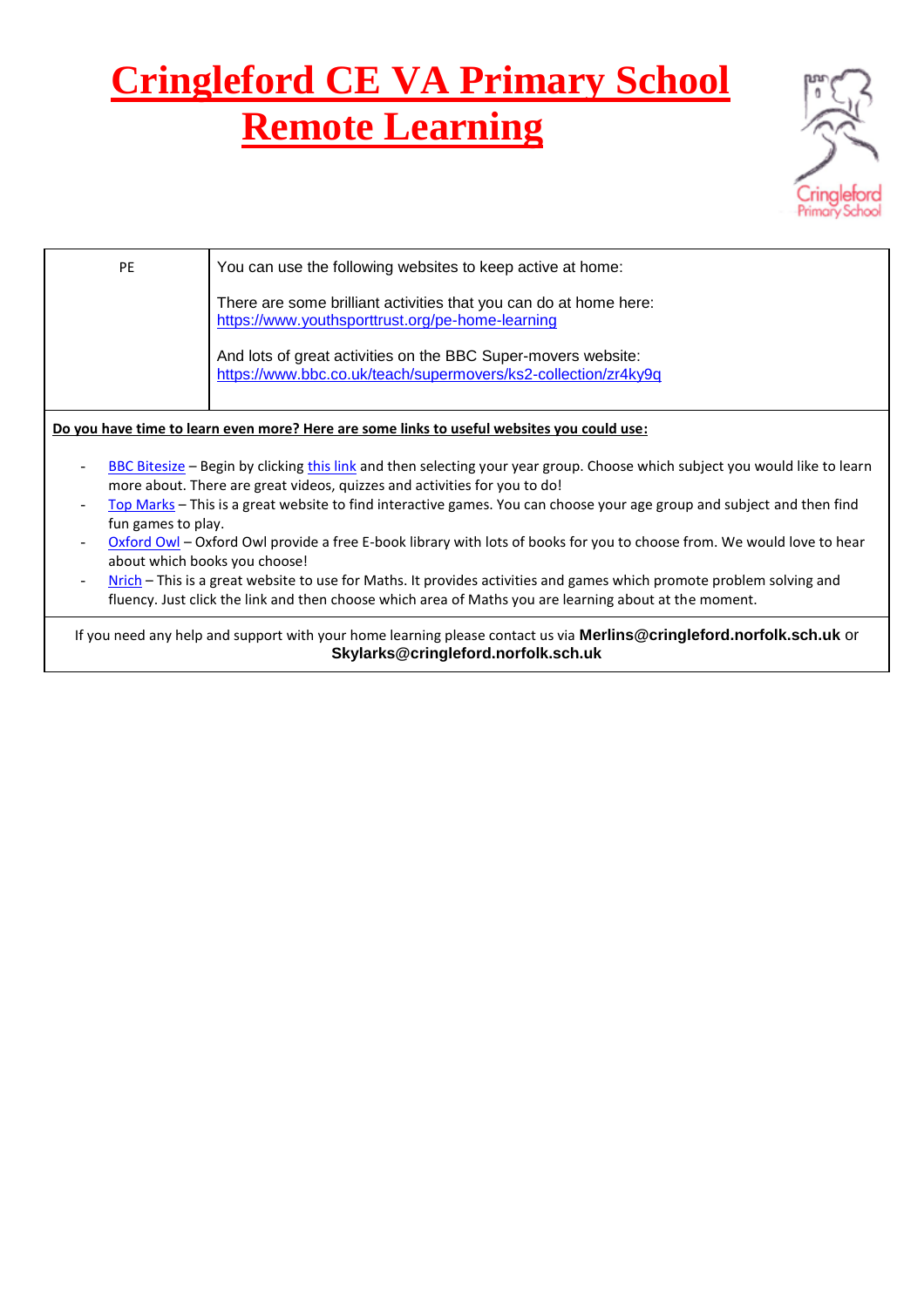# Cringleford CE VA Primary School Remote Learning

| | |
|---|---|
| PE | You can use the following websites to keep active at home:<br><br>There are some brilliant activities that you can do at home here: https://www.youthsporttrust.org/pe-home-learning<br><br>And lots of great activities on the BBC Super-movers website: https://www.bbc.co.uk/teach/supermovers/ks2-collection/zr4ky9q |

**Do you have time to learn even more? Here are some links to useful websites you could use:**

- BBC Bitesize – Begin by clicking this link and then selecting your year group. Choose which subject you would like to learn more about. There are great videos, quizzes and activities for you to do!
- Top Marks – This is a great website to find interactive games. You can choose your age group and subject and then find fun games to play.
- Oxford Owl – Oxford Owl provide a free E-book library with lots of books for you to choose from. We would love to hear about which books you choose!
- Nrich – This is a great website to use for Maths. It provides activities and games which promote problem solving and fluency. Just click the link and then choose which area of Maths you are learning about at the moment.

If you need any help and support with your home learning please contact us via **Merlins@cringleford.norfolk.sch.uk** or **Skylarks@cringleford.norfolk.sch.uk**